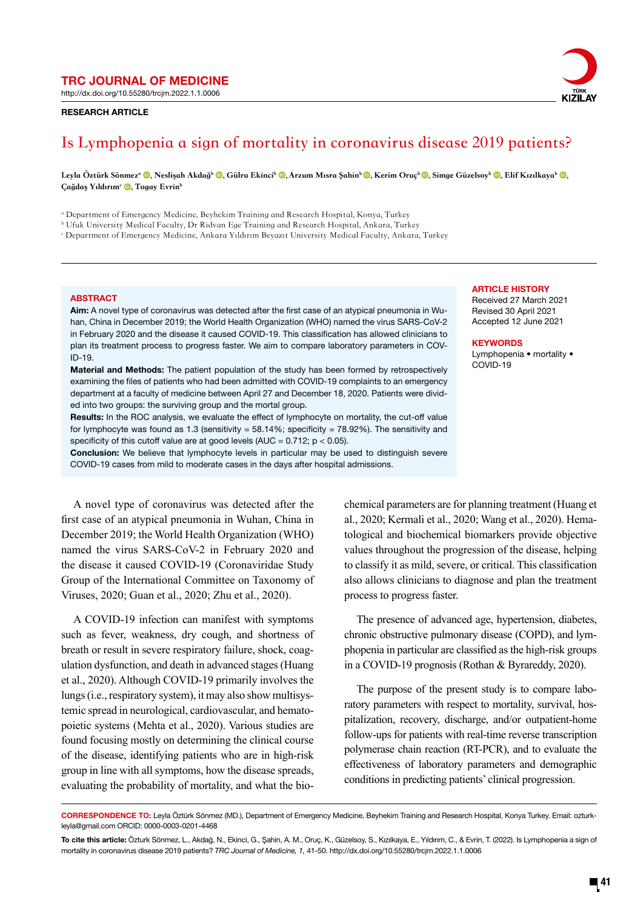TRC JOURNAL OF MEDICINE

http://dx.doi.org/10.55280/trcjm.2022.1.1.0006

RESEARCH ARTICLE

# Is Lymphopenia a sign of mortality in coronavirus disease 2019 patients?

Leyla Öztürk Sönmez[a], Neslişah Akdağ[b], Gülru Ekinci[b], Arzum Mısra Şahin[b], Kerim Oruç[b], Simge Güzelsoy[b], Elif Kızılkaya[b], Çağdaş Yıldırım[c], Togay Evrin[b]

[a] Department of Emergency Medicine, Beyhekim Training and Research Hospital, Konya, Turkey
[b] Ufuk University Medical Faculty, Dr Ridvan Ege Training and Research Hospital, Ankara, Turkey
[c] Department of Emergency Medicine, Ankara Yıldırım Beyazıt University Medical Faculty, Ankara, Turkey

## ABSTRACT

**Aim:** A novel type of coronavirus was detected after the first case of an atypical pneumonia in Wuhan, China in December 2019; the World Health Organization (WHO) named the virus SARS-CoV-2 in February 2020 and the disease it caused COVID-19. This classification has allowed clinicians to plan its treatment process to progress faster. We aim to compare laboratory parameters in COVID-19.

**Material and Methods:** The patient population of the study has been formed by retrospectively examining the files of patients who had been admitted with COVID-19 complaints to an emergency department at a faculty of medicine between April 27 and December 18, 2020. Patients were divided into two groups: the surviving group and the mortal group.

**Results:** In the ROC analysis, we evaluate the effect of lymphocyte on mortality, the cut-off value for lymphocyte was found as 1.3 (sensitivity = 58.14%; specificity = 78.92%). The sensitivity and specificity of this cutoff value are at good levels (AUC = 0.712; $p < 0.05$).

**Conclusion:** We believe that lymphocyte levels in particular may be used to distinguish severe COVID-19 cases from mild to moderate cases in the days after hospital admissions.

**ARTICLE HISTORY**
Received 27 March 2021
Revised 30 April 2021
Accepted 12 June 2021

**KEYWORDS**
Lymphopenia • mortality • COVID-19

A novel type of coronavirus was detected after the first case of an atypical pneumonia in Wuhan, China in December 2019; the World Health Organization (WHO) named the virus SARS-CoV-2 in February 2020 and the disease it caused COVID-19 (Coronaviridae Study Group of the International Committee on Taxonomy of Viruses, 2020; Guan et al., 2020; Zhu et al., 2020).

A COVID-19 infection can manifest with symptoms such as fever, weakness, dry cough, and shortness of breath or result in severe respiratory failure, shock, coagulation dysfunction, and death in advanced stages (Huang et al., 2020). Although COVID-19 primarily involves the lungs (i.e., respiratory system), it may also show multisystemic spread in neurological, cardiovascular, and hematopoietic systems (Mehta et al., 2020). Various studies are found focusing mostly on determining the clinical course of the disease, identifying patients who are in high-risk group in line with all symptoms, how the disease spreads, evaluating the probability of mortality, and what the biochemical parameters are for planning treatment (Huang et al., 2020; Kermali et al., 2020; Wang et al., 2020). Hematological and biochemical biomarkers provide objective values throughout the progression of the disease, helping to classify it as mild, severe, or critical. This classification also allows clinicians to diagnose and plan the treatment process to progress faster.

The presence of advanced age, hypertension, diabetes, chronic obstructive pulmonary disease (COPD), and lymphopenia in particular are classified as the high-risk groups in a COVID-19 prognosis (Rothan & Byrareddy, 2020).

The purpose of the present study is to compare laboratory parameters with respect to mortality, survival, hospitalization, recovery, discharge, and/or outpatient-home follow-ups for patients with real-time reverse transcription polymerase chain reaction (RT-PCR), and to evaluate the effectiveness of laboratory parameters and demographic conditions in predicting patients' clinical progression.

**CORRESPONDENCE TO:** Leyla Öztürk Sönmez (MD.), Department of Emergency Medicine, Beyhekim Training and Research Hospital, Konya Turkey. Email: ozturkleyla@gmail.com ORCID: 0000-0003-0201-4468

**To cite this article:** Özturk Sönmez, L., Akdağ, N., Ekinci, G., Şahin, A. M., Oruç, K., Güzelsoy, S., Kızılkaya, E., Yıldırım, C., & Evrin, T. (2022). Is Lymphopenia a sign of mortality in coronavirus disease 2019 patients? *TRC Journal of Medicine, 1,* 41-50. http://dx.doi.org/10.55280/trcjm.2022.1.1.0006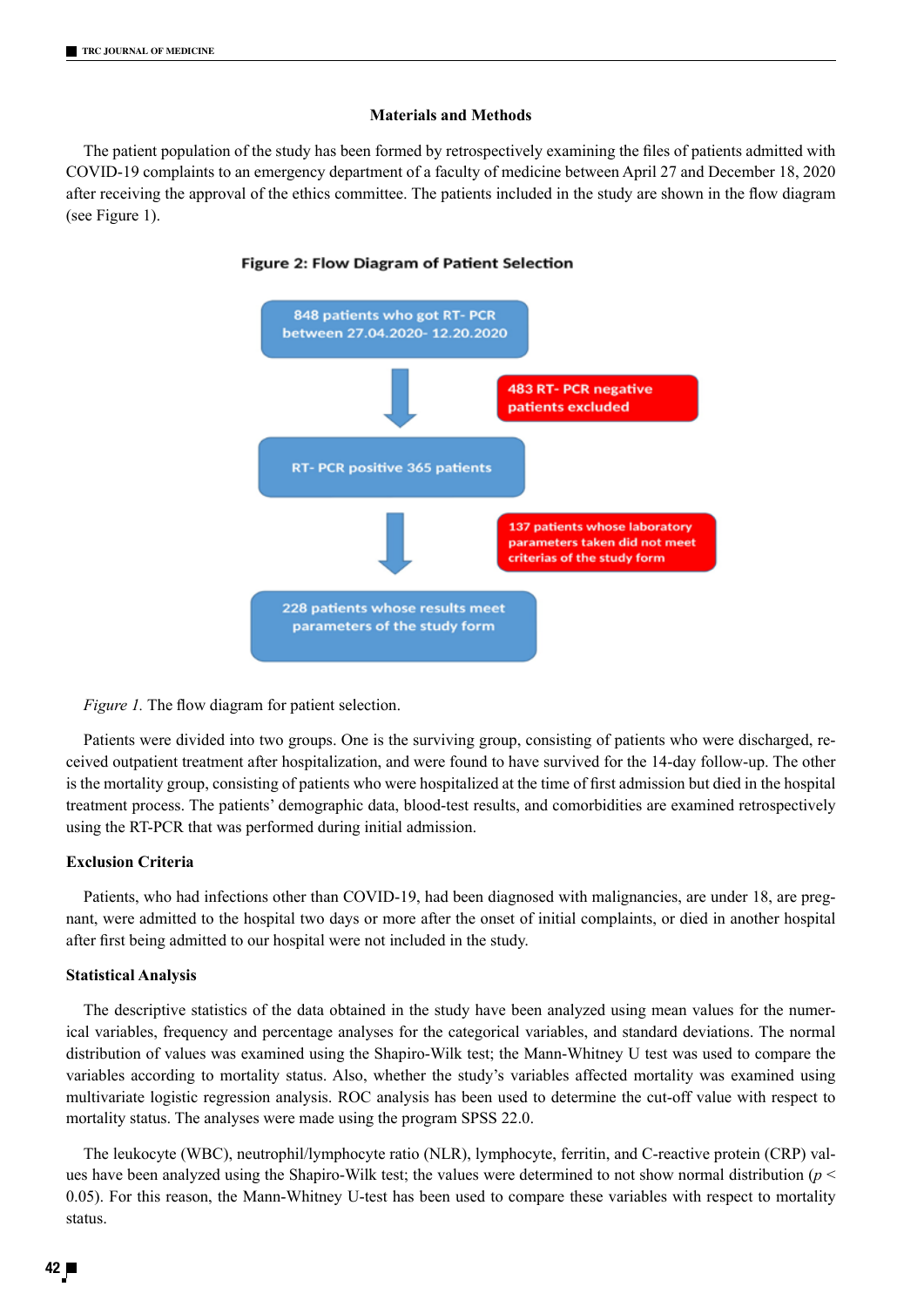## Materials and Methods

The patient population of the study has been formed by retrospectively examining the files of patients admitted with COVID-19 complaints to an emergency department of a faculty of medicine between April 27 and December 18, 2020 after receiving the approval of the ethics committee. The patients included in the study are shown in the flow diagram (see Figure 1).

**Figure 2: Flow Diagram of Patient Selection**

848 patients who got RT- PCR between 27.04.2020- 12.20.2020

→ 483 RT- PCR negative patients excluded

RT- PCR positive 365 patients

→ 137 patients whose laboratory parameters taken did not meet criterias of the study form

228 patients whose results meet parameters of the study form

*Figure 1.* The flow diagram for patient selection.

Patients were divided into two groups. One is the surviving group, consisting of patients who were discharged, received outpatient treatment after hospitalization, and were found to have survived for the 14-day follow-up. The other is the mortality group, consisting of patients who were hospitalized at the time of first admission but died in the hospital treatment process. The patients' demographic data, blood-test results, and comorbidities are examined retrospectively using the RT-PCR that was performed during initial admission.

### Exclusion Criteria

Patients, who had infections other than COVID-19, had been diagnosed with malignancies, are under 18, are pregnant, were admitted to the hospital two days or more after the onset of initial complaints, or died in another hospital after first being admitted to our hospital were not included in the study.

### Statistical Analysis

The descriptive statistics of the data obtained in the study have been analyzed using mean values for the numerical variables, frequency and percentage analyses for the categorical variables, and standard deviations. The normal distribution of values was examined using the Shapiro-Wilk test; the Mann-Whitney U test was used to compare the variables according to mortality status. Also, whether the study's variables affected mortality was examined using multivariate logistic regression analysis. ROC analysis has been used to determine the cut-off value with respect to mortality status. The analyses were made using the program SPSS 22.0.

The leukocyte (WBC), neutrophil/lymphocyte ratio (NLR), lymphocyte, ferritin, and C-reactive protein (CRP) values have been analyzed using the Shapiro-Wilk test; the values were determined to not show normal distribution ($p < 0.05$). For this reason, the Mann-Whitney U-test has been used to compare these variables with respect to mortality status.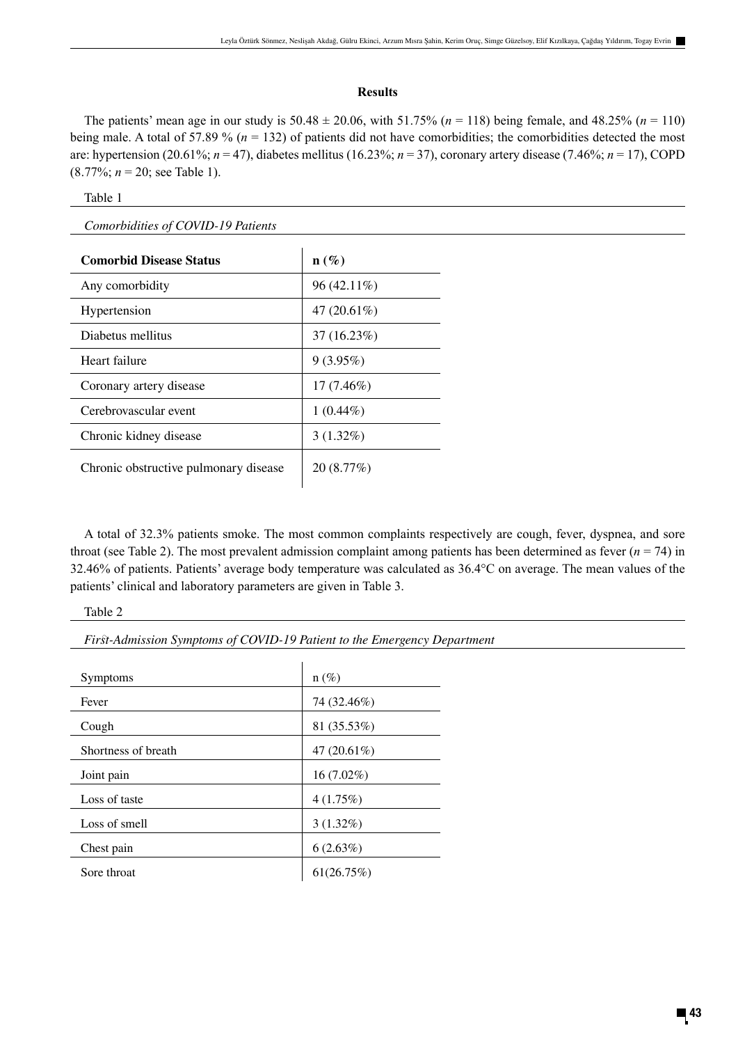### Results

The patients' mean age in our study is 50.48 ± 20.06, with 51.75% ($n$ = 118) being female, and 48.25% ($n$ = 110) being male. A total of 57.89 % ($n$ = 132) of patients did not have comorbidities; the comorbidities detected the most are: hypertension (20.61%; $n$ = 47), diabetes mellitus (16.23%; $n$ = 37), coronary artery disease (7.46%; $n$ = 17), COPD (8.77%; $n$ = 20; see Table 1).

Table 1

*Comorbidities of COVID-19 Patients*

| **Comorbid Disease Status** | **n (%)** |
|---|---|
| Any comorbidity | 96 (42.11%) |
| Hypertension | 47 (20.61%) |
| Diabetus mellitus | 37 (16.23%) |
| Heart failure | 9 (3.95%) |
| Coronary artery disease | 17 (7.46%) |
| Cerebrovascular event | 1 (0.44%) |
| Chronic kidney disease | 3 (1.32%) |
| Chronic obstructive pulmonary disease | 20 (8.77%) |

A total of 32.3% patients smoke. The most common complaints respectively are cough, fever, dyspnea, and sore throat (see Table 2). The most prevalent admission complaint among patients has been determined as fever ($n$ = 74) in 32.46% of patients. Patients' average body temperature was calculated as 36.4°C on average. The mean values of the patients' clinical and laboratory parameters are given in Table 3.

Table 2

*First-Admission Symptoms of COVID-19 Patient to the Emergency Department*

| Symptoms | n (%) |
|---|---|
| Fever | 74 (32.46%) |
| Cough | 81 (35.53%) |
| Shortness of breath | 47 (20.61%) |
| Joint pain | 16 (7.02%) |
| Loss of taste | 4 (1.75%) |
| Loss of smell | 3 (1.32%) |
| Chest pain | 6 (2.63%) |
| Sore throat | 61(26.75%) |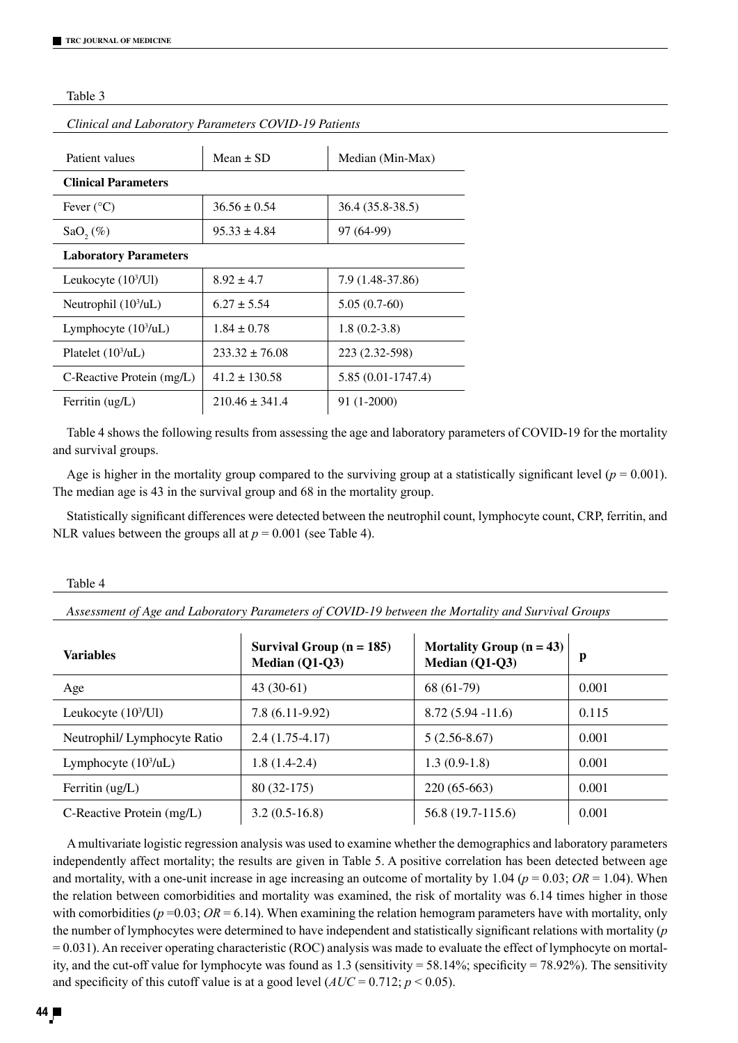Table 3

*Clinical and Laboratory Parameters COVID-19 Patients*

| Patient values | Mean ± SD | Median (Min-Max) |
|---|---|---|
| **Clinical Parameters** | | |
| Fever (°C) | 36.56 ± 0.54 | 36.4 (35.8-38.5) |
| $SaO_2$ (%) | 95.33 ± 4.84 | 97 (64-99) |
| **Laboratory Parameters** | | |
| Leukocyte ($10^3$/Ul) | 8.92 ± 4.7 | 7.9 (1.48-37.86) |
| Neutrophil ($10^3$/uL) | 6.27 ± 5.54 | 5.05 (0.7-60) |
| Lymphocyte ($10^3$/uL) | 1.84 ± 0.78 | 1.8 (0.2-3.8) |
| Platelet ($10^3$/uL) | 233.32 ± 76.08 | 223 (2.32-598) |
| C-Reactive Protein (mg/L) | 41.2 ± 130.58 | 5.85 (0.01-1747.4) |
| Ferritin (ug/L) | 210.46 ± 341.4 | 91 (1-2000) |

Table 4 shows the following results from assessing the age and laboratory parameters of COVID-19 for the mortality and survival groups.

Age is higher in the mortality group compared to the surviving group at a statistically significant level ($p = 0.001$). The median age is 43 in the survival group and 68 in the mortality group.

Statistically significant differences were detected between the neutrophil count, lymphocyte count, CRP, ferritin, and NLR values between the groups all at $p = 0.001$ (see Table 4).

Table 4

*Assessment of Age and Laboratory Parameters of COVID-19 between the Mortality and Survival Groups*

| **Variables** | **Survival Group (n = 185) Median (Q1-Q3)** | **Mortality Group (n = 43) Median (Q1-Q3)** | **p** |
|---|---|---|---|
| Age | 43 (30-61) | 68 (61-79) | 0.001 |
| Leukocyte ($10^3$/Ul) | 7.8 (6.11-9.92) | 8.72 (5.94 -11.6) | 0.115 |
| Neutrophil/ Lymphocyte Ratio | 2.4 (1.75-4.17) | 5 (2.56-8.67) | 0.001 |
| Lymphocyte ($10^3$/uL) | 1.8 (1.4-2.4) | 1.3 (0.9-1.8) | 0.001 |
| Ferritin (ug/L) | 80 (32-175) | 220 (65-663) | 0.001 |
| C-Reactive Protein (mg/L) | 3.2 (0.5-16.8) | 56.8 (19.7-115.6) | 0.001 |

A multivariate logistic regression analysis was used to examine whether the demographics and laboratory parameters independently affect mortality; the results are given in Table 5. A positive correlation has been detected between age and mortality, with a one-unit increase in age increasing an outcome of mortality by 1.04 ($p = 0.03$; $OR = 1.04$). When the relation between comorbidities and mortality was examined, the risk of mortality was 6.14 times higher in those with comorbidities ($p = 0.03$; $OR = 6.14$). When examining the relation hemogram parameters have with mortality, only the number of lymphocytes were determined to have independent and statistically significant relations with mortality ($p = 0.031$). An receiver operating characteristic (ROC) analysis was made to evaluate the effect of lymphocyte on mortality, and the cut-off value for lymphocyte was found as 1.3 (sensitivity = 58.14%; specificity = 78.92%). The sensitivity and specificity of this cutoff value is at a good level ($AUC = 0.712$; $p < 0.05$).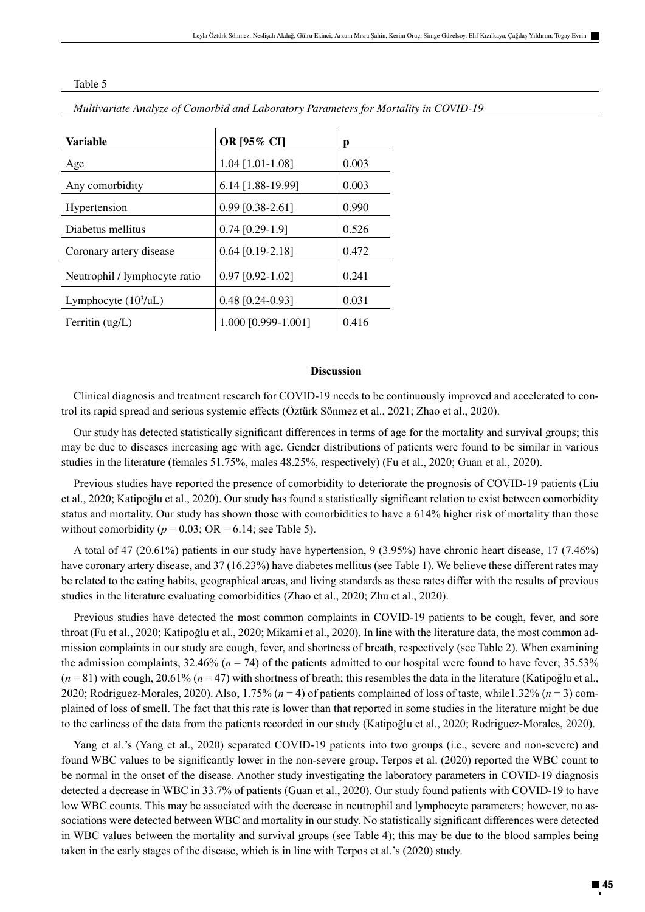Table 5

*Multivariate Analyze of Comorbid and Laboratory Parameters for Mortality in COVID-19*

| **Variable** | **OR [95% CI]** | **p** |
|---|---|---|
| Age | 1.04 [1.01-1.08] | 0.003 |
| Any comorbidity | 6.14 [1.88-19.99] | 0.003 |
| Hypertension | 0.99 [0.38-2.61] | 0.990 |
| Diabetus mellitus | 0.74 [0.29-1.9] | 0.526 |
| Coronary artery disease | 0.64 [0.19-2.18] | 0.472 |
| Neutrophil / lymphocyte ratio | 0.97 [0.92-1.02] | 0.241 |
| Lymphocyte ($10^3$/uL) | 0.48 [0.24-0.93] | 0.031 |
| Ferritin (ug/L) | 1.000 [0.999-1.001] | 0.416 |

## Discussion

Clinical diagnosis and treatment research for COVID-19 needs to be continuously improved and accelerated to control its rapid spread and serious systemic effects (Öztürk Sönmez et al., 2021; Zhao et al., 2020).

Our study has detected statistically significant differences in terms of age for the mortality and survival groups; this may be due to diseases increasing age with age. Gender distributions of patients were found to be similar in various studies in the literature (females 51.75%, males 48.25%, respectively) (Fu et al., 2020; Guan et al., 2020).

Previous studies have reported the presence of comorbidity to deteriorate the prognosis of COVID-19 patients (Liu et al., 2020; Katipoğlu et al., 2020). Our study has found a statistically significant relation to exist between comorbidity status and mortality. Our study has shown those with comorbidities to have a 614% higher risk of mortality than those without comorbidity ($p = 0.03$; OR = 6.14; see Table 5).

A total of 47 (20.61%) patients in our study have hypertension, 9 (3.95%) have chronic heart disease, 17 (7.46%) have coronary artery disease, and 37 (16.23%) have diabetes mellitus (see Table 1). We believe these different rates may be related to the eating habits, geographical areas, and living standards as these rates differ with the results of previous studies in the literature evaluating comorbidities (Zhao et al., 2020; Zhu et al., 2020).

Previous studies have detected the most common complaints in COVID-19 patients to be cough, fever, and sore throat (Fu et al., 2020; Katipoğlu et al., 2020; Mikami et al., 2020). In line with the literature data, the most common admission complaints in our study are cough, fever, and shortness of breath, respectively (see Table 2). When examining the admission complaints, 32.46% ($n = 74$) of the patients admitted to our hospital were found to have fever; 35.53% ($n = 81$) with cough, 20.61% ($n = 47$) with shortness of breath; this resembles the data in the literature (Katipoğlu et al., 2020; Rodriguez-Morales, 2020). Also, 1.75% ($n = 4$) of patients complained of loss of taste, while1.32% ($n = 3$) complained of loss of smell. The fact that this rate is lower than that reported in some studies in the literature might be due to the earliness of the data from the patients recorded in our study (Katipoğlu et al., 2020; Rodriguez-Morales, 2020).

Yang et al.'s (Yang et al., 2020) separated COVID-19 patients into two groups (i.e., severe and non-severe) and found WBC values to be significantly lower in the non-severe group. Terpos et al. (2020) reported the WBC count to be normal in the onset of the disease. Another study investigating the laboratory parameters in COVID-19 diagnosis detected a decrease in WBC in 33.7% of patients (Guan et al., 2020). Our study found patients with COVID-19 to have low WBC counts. This may be associated with the decrease in neutrophil and lymphocyte parameters; however, no associations were detected between WBC and mortality in our study. No statistically significant differences were detected in WBC values between the mortality and survival groups (see Table 4); this may be due to the blood samples being taken in the early stages of the disease, which is in line with Terpos et al.'s (2020) study.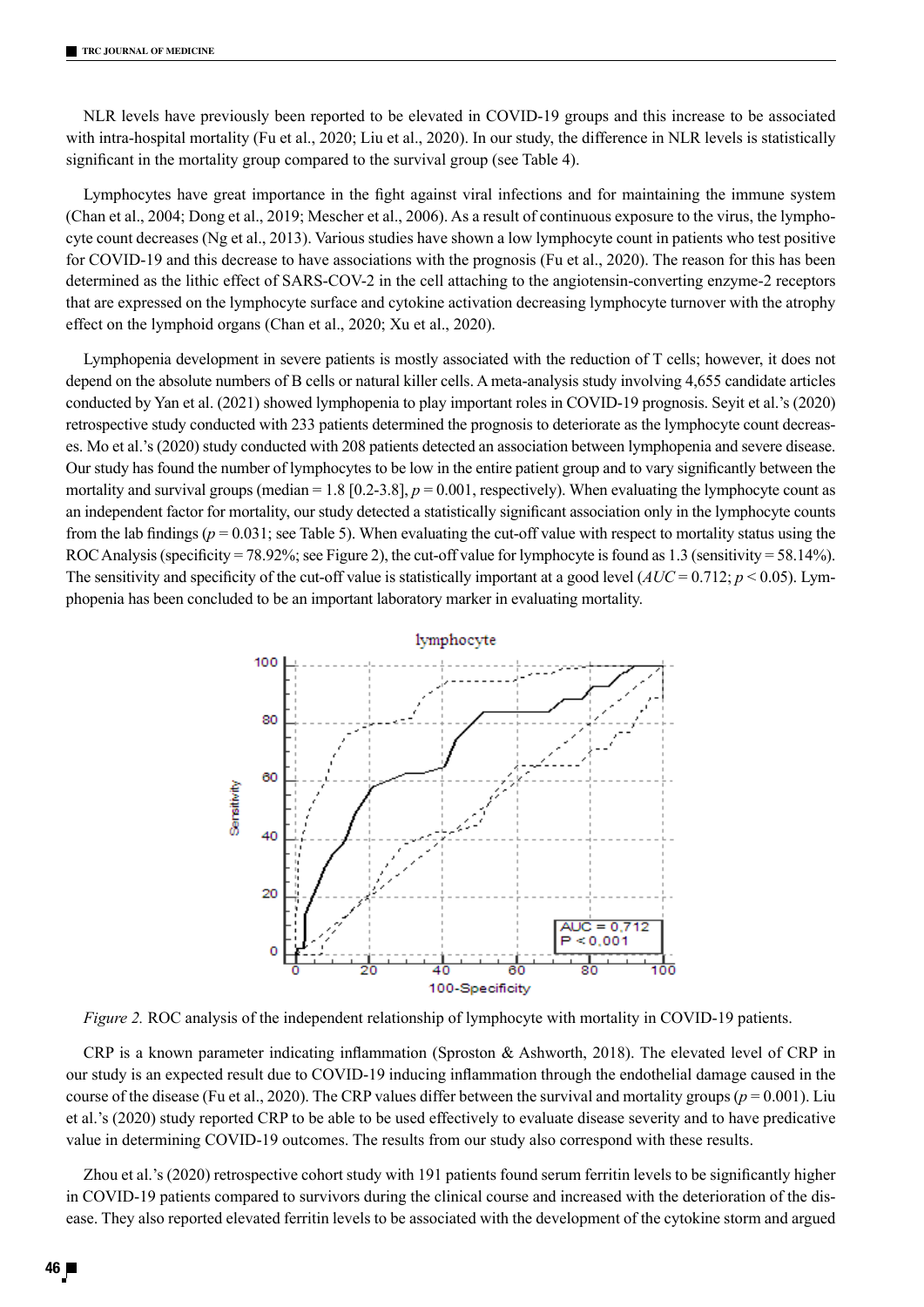NLR levels have previously been reported to be elevated in COVID-19 groups and this increase to be associated with intra-hospital mortality (Fu et al., 2020; Liu et al., 2020). In our study, the difference in NLR levels is statistically significant in the mortality group compared to the survival group (see Table 4).

Lymphocytes have great importance in the fight against viral infections and for maintaining the immune system (Chan et al., 2004; Dong et al., 2019; Mescher et al., 2006). As a result of continuous exposure to the virus, the lymphocyte count decreases (Ng et al., 2013). Various studies have shown a low lymphocyte count in patients who test positive for COVID-19 and this decrease to have associations with the prognosis (Fu et al., 2020). The reason for this has been determined as the lithic effect of SARS-COV-2 in the cell attaching to the angiotensin-converting enzyme-2 receptors that are expressed on the lymphocyte surface and cytokine activation decreasing lymphocyte turnover with the atrophy effect on the lymphoid organs (Chan et al., 2020; Xu et al., 2020).

Lymphopenia development in severe patients is mostly associated with the reduction of T cells; however, it does not depend on the absolute numbers of B cells or natural killer cells. A meta-analysis study involving 4,655 candidate articles conducted by Yan et al. (2021) showed lymphopenia to play important roles in COVID-19 prognosis. Seyit et al.'s (2020) retrospective study conducted with 233 patients determined the prognosis to deteriorate as the lymphocyte count decreases. Mo et al.'s (2020) study conducted with 208 patients detected an association between lymphopenia and severe disease. Our study has found the number of lymphocytes to be low in the entire patient group and to vary significantly between the mortality and survival groups (median = 1.8 [0.2-3.8], $p = 0.001$, respectively). When evaluating the lymphocyte count as an independent factor for mortality, our study detected a statistically significant association only in the lymphocyte counts from the lab findings ($p = 0.031$; see Table 5). When evaluating the cut-off value with respect to mortality status using the ROC Analysis (specificity = 78.92%; see Figure 2), the cut-off value for lymphocyte is found as 1.3 (sensitivity = 58.14%). The sensitivity and specificity of the cut-off value is statistically important at a good level ($AUC = 0.712$; $p < 0.05$). Lymphopenia has been concluded to be an important laboratory marker in evaluating mortality.

*Figure 2.* ROC analysis of the independent relationship of lymphocyte with mortality in COVID-19 patients.

CRP is a known parameter indicating inflammation (Sproston & Ashworth, 2018). The elevated level of CRP in our study is an expected result due to COVID-19 inducing inflammation through the endothelial damage caused in the course of the disease (Fu et al., 2020). The CRP values differ between the survival and mortality groups ($p = 0.001$). Liu et al.'s (2020) study reported CRP to be able to be used effectively to evaluate disease severity and to have predicative value in determining COVID-19 outcomes. The results from our study also correspond with these results.

Zhou et al.'s (2020) retrospective cohort study with 191 patients found serum ferritin levels to be significantly higher in COVID-19 patients compared to survivors during the clinical course and increased with the deterioration of the disease. They also reported elevated ferritin levels to be associated with the development of the cytokine storm and argued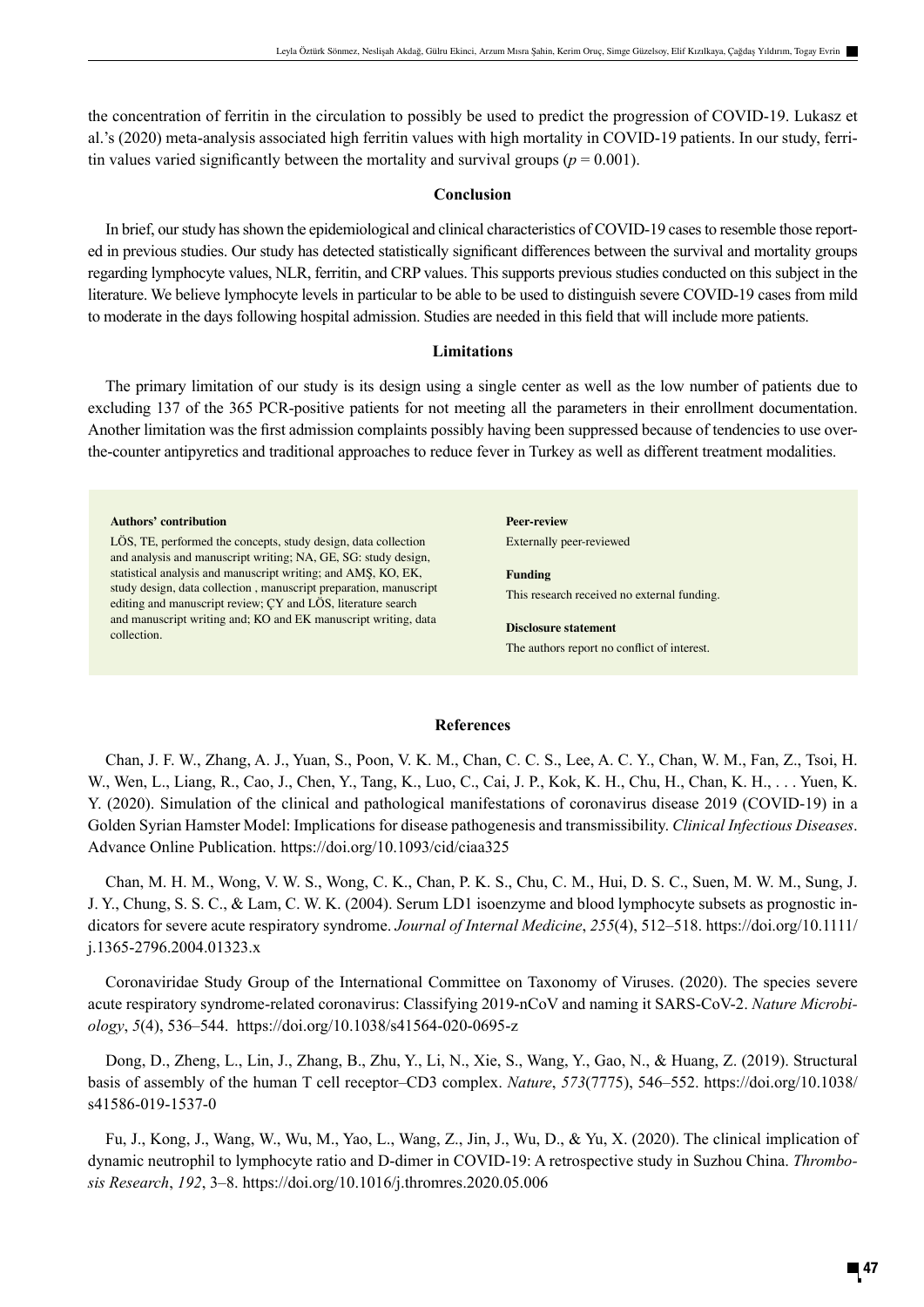the concentration of ferritin in the circulation to possibly be used to predict the progression of COVID-19. Lukasz et al.'s (2020) meta-analysis associated high ferritin values with high mortality in COVID-19 patients. In our study, ferritin values varied significantly between the mortality and survival groups ($p = 0.001$).

## Conclusion

In brief, our study has shown the epidemiological and clinical characteristics of COVID-19 cases to resemble those reported in previous studies. Our study has detected statistically significant differences between the survival and mortality groups regarding lymphocyte values, NLR, ferritin, and CRP values. This supports previous studies conducted on this subject in the literature. We believe lymphocyte levels in particular to be able to be used to distinguish severe COVID-19 cases from mild to moderate in the days following hospital admission. Studies are needed in this field that will include more patients.

## Limitations

The primary limitation of our study is its design using a single center as well as the low number of patients due to excluding 137 of the 365 PCR-positive patients for not meeting all the parameters in their enrollment documentation. Another limitation was the first admission complaints possibly having been suppressed because of tendencies to use over-the-counter antipyretics and traditional approaches to reduce fever in Turkey as well as different treatment modalities.

**Authors' contribution**

LÖS, TE, performed the concepts, study design, data collection and analysis and manuscript writing; NA, GE, SG: study design, statistical analysis and manuscript writing; and AMŞ, KO, EK, study design, data collection , manuscript preparation, manuscript editing and manuscript review; ÇY and LÖS, literature search and manuscript writing and; KO and EK manuscript writing, data collection.

**Peer-review**

Externally peer-reviewed

**Funding**

This research received no external funding.

**Disclosure statement**

The authors report no conflict of interest.

## References

Chan, J. F. W., Zhang, A. J., Yuan, S., Poon, V. K. M., Chan, C. C. S., Lee, A. C. Y., Chan, W. M., Fan, Z., Tsoi, H. W., Wen, L., Liang, R., Cao, J., Chen, Y., Tang, K., Luo, C., Cai, J. P., Kok, K. H., Chu, H., Chan, K. H., . . . Yuen, K. Y. (2020). Simulation of the clinical and pathological manifestations of coronavirus disease 2019 (COVID-19) in a Golden Syrian Hamster Model: Implications for disease pathogenesis and transmissibility. *Clinical Infectious Diseases*. Advance Online Publication. https://doi.org/10.1093/cid/ciaa325

Chan, M. H. M., Wong, V. W. S., Wong, C. K., Chan, P. K. S., Chu, C. M., Hui, D. S. C., Suen, M. W. M., Sung, J. J. Y., Chung, S. S. C., & Lam, C. W. K. (2004). Serum LD1 isoenzyme and blood lymphocyte subsets as prognostic indicators for severe acute respiratory syndrome. *Journal of Internal Medicine*, *255*(4), 512–518. https://doi.org/10.1111/j.1365-2796.2004.01323.x

Coronaviridae Study Group of the International Committee on Taxonomy of Viruses. (2020). The species severe acute respiratory syndrome-related coronavirus: Classifying 2019-nCoV and naming it SARS-CoV-2. *Nature Microbiology*, *5*(4), 536–544. https://doi.org/10.1038/s41564-020-0695-z

Dong, D., Zheng, L., Lin, J., Zhang, B., Zhu, Y., Li, N., Xie, S., Wang, Y., Gao, N., & Huang, Z. (2019). Structural basis of assembly of the human T cell receptor–CD3 complex. *Nature*, *573*(7775), 546–552. https://doi.org/10.1038/s41586-019-1537-0

Fu, J., Kong, J., Wang, W., Wu, M., Yao, L., Wang, Z., Jin, J., Wu, D., & Yu, X. (2020). The clinical implication of dynamic neutrophil to lymphocyte ratio and D-dimer in COVID-19: A retrospective study in Suzhou China. *Thrombosis Research*, *192*, 3–8. https://doi.org/10.1016/j.thromres.2020.05.006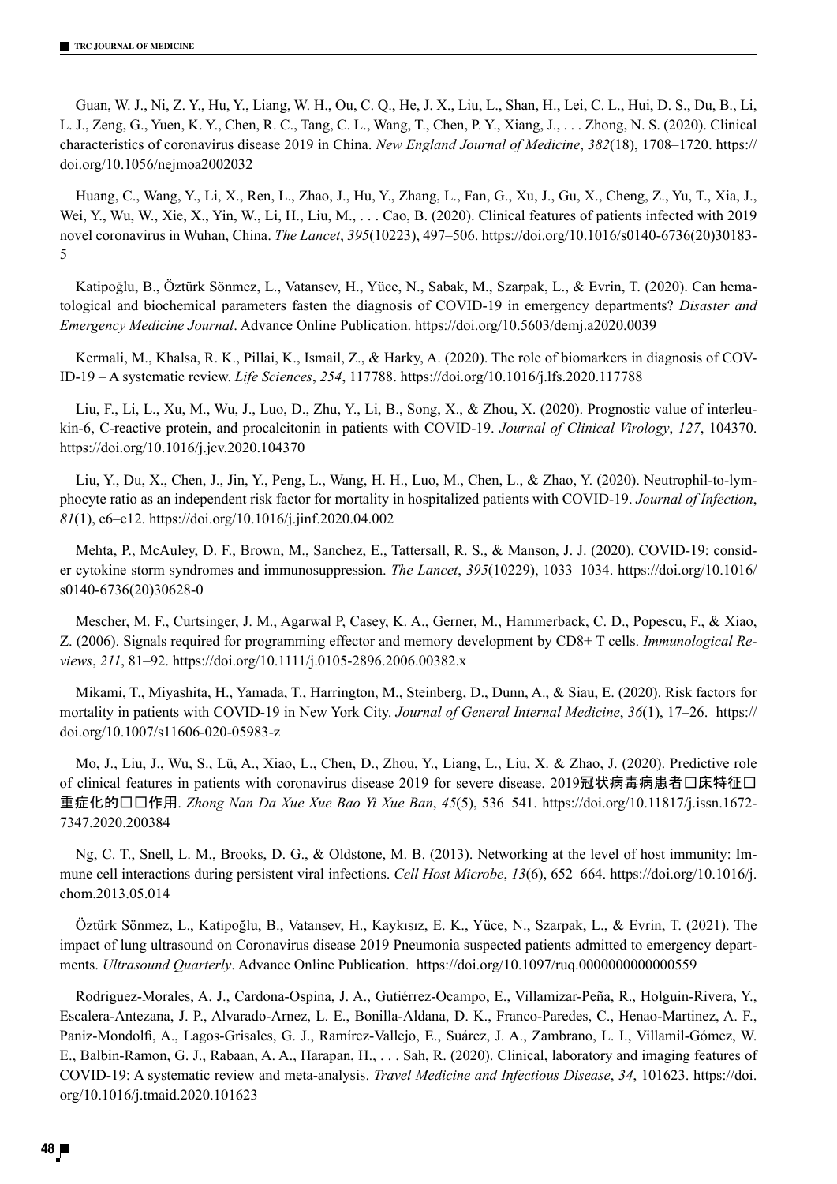Guan, W. J., Ni, Z. Y., Hu, Y., Liang, W. H., Ou, C. Q., He, J. X., Liu, L., Shan, H., Lei, C. L., Hui, D. S., Du, B., Li, L. J., Zeng, G., Yuen, K. Y., Chen, R. C., Tang, C. L., Wang, T., Chen, P. Y., Xiang, J., . . . Zhong, N. S. (2020). Clinical characteristics of coronavirus disease 2019 in China. *New England Journal of Medicine*, *382*(18), 1708–1720. https://doi.org/10.1056/nejmoa2002032

Huang, C., Wang, Y., Li, X., Ren, L., Zhao, J., Hu, Y., Zhang, L., Fan, G., Xu, J., Gu, X., Cheng, Z., Yu, T., Xia, J., Wei, Y., Wu, W., Xie, X., Yin, W., Li, H., Liu, M., . . . Cao, B. (2020). Clinical features of patients infected with 2019 novel coronavirus in Wuhan, China. *The Lancet*, *395*(10223), 497–506. https://doi.org/10.1016/s0140-6736(20)30183-5

Katipoğlu, B., Öztürk Sönmez, L., Vatansev, H., Yüce, N., Sabak, M., Szarpak, L., & Evrin, T. (2020). Can hematological and biochemical parameters fasten the diagnosis of COVID-19 in emergency departments? *Disaster and Emergency Medicine Journal*. Advance Online Publication. https://doi.org/10.5603/demj.a2020.0039

Kermali, M., Khalsa, R. K., Pillai, K., Ismail, Z., & Harky, A. (2020). The role of biomarkers in diagnosis of COVID-19 – A systematic review. *Life Sciences*, *254*, 117788. https://doi.org/10.1016/j.lfs.2020.117788

Liu, F., Li, L., Xu, M., Wu, J., Luo, D., Zhu, Y., Li, B., Song, X., & Zhou, X. (2020). Prognostic value of interleukin-6, C-reactive protein, and procalcitonin in patients with COVID-19. *Journal of Clinical Virology*, *127*, 104370. https://doi.org/10.1016/j.jcv.2020.104370

Liu, Y., Du, X., Chen, J., Jin, Y., Peng, L., Wang, H. H., Luo, M., Chen, L., & Zhao, Y. (2020). Neutrophil-to-lymphocyte ratio as an independent risk factor for mortality in hospitalized patients with COVID-19. *Journal of Infection*, *81*(1), e6–e12. https://doi.org/10.1016/j.jinf.2020.04.002

Mehta, P., McAuley, D. F., Brown, M., Sanchez, E., Tattersall, R. S., & Manson, J. J. (2020). COVID-19: consider cytokine storm syndromes and immunosuppression. *The Lancet*, *395*(10229), 1033–1034. https://doi.org/10.1016/s0140-6736(20)30628-0

Mescher, M. F., Curtsinger, J. M., Agarwal P, Casey, K. A., Gerner, M., Hammerback, C. D., Popescu, F., & Xiao, Z. (2006). Signals required for programming effector and memory development by CD8+ T cells. *Immunological Reviews*, *211*, 81–92. https://doi.org/10.1111/j.0105-2896.2006.00382.x

Mikami, T., Miyashita, H., Yamada, T., Harrington, M., Steinberg, D., Dunn, A., & Siau, E. (2020). Risk factors for mortality in patients with COVID-19 in New York City. *Journal of General Internal Medicine*, *36*(1), 17–26. https://doi.org/10.1007/s11606-020-05983-z

Mo, J., Liu, J., Wu, S., Lü, A., Xiao, L., Chen, D., Zhou, Y., Liang, L., Liu, X. & Zhao, J. (2020). Predictive role of clinical features in patients with coronavirus disease 2019 for severe disease. 2019冠状病毒病患者□床特征□重症化的□□作用. *Zhong Nan Da Xue Xue Bao Yi Xue Ban*, *45*(5), 536–541. https://doi.org/10.11817/j.issn.1672-7347.2020.200384

Ng, C. T., Snell, L. M., Brooks, D. G., & Oldstone, M. B. (2013). Networking at the level of host immunity: Immune cell interactions during persistent viral infections. *Cell Host Microbe*, *13*(6), 652–664. https://doi.org/10.1016/j.chom.2013.05.014

Öztürk Sönmez, L., Katipoğlu, B., Vatansev, H., Kaykısız, E. K., Yüce, N., Szarpak, L., & Evrin, T. (2021). The impact of lung ultrasound on Coronavirus disease 2019 Pneumonia suspected patients admitted to emergency departments. *Ultrasound Quarterly*. Advance Online Publication. https://doi.org/10.1097/ruq.0000000000000559

Rodriguez-Morales, A. J., Cardona-Ospina, J. A., Gutiérrez-Ocampo, E., Villamizar-Peña, R., Holguin-Rivera, Y., Escalera-Antezana, J. P., Alvarado-Arnez, L. E., Bonilla-Aldana, D. K., Franco-Paredes, C., Henao-Martinez, A. F., Paniz-Mondolfi, A., Lagos-Grisales, G. J., Ramírez-Vallejo, E., Suárez, J. A., Zambrano, L. I., Villamil-Gómez, W. E., Balbin-Ramon, G. J., Rabaan, A. A., Harapan, H., . . . Sah, R. (2020). Clinical, laboratory and imaging features of COVID-19: A systematic review and meta-analysis. *Travel Medicine and Infectious Disease*, *34*, 101623. https://doi.org/10.1016/j.tmaid.2020.101623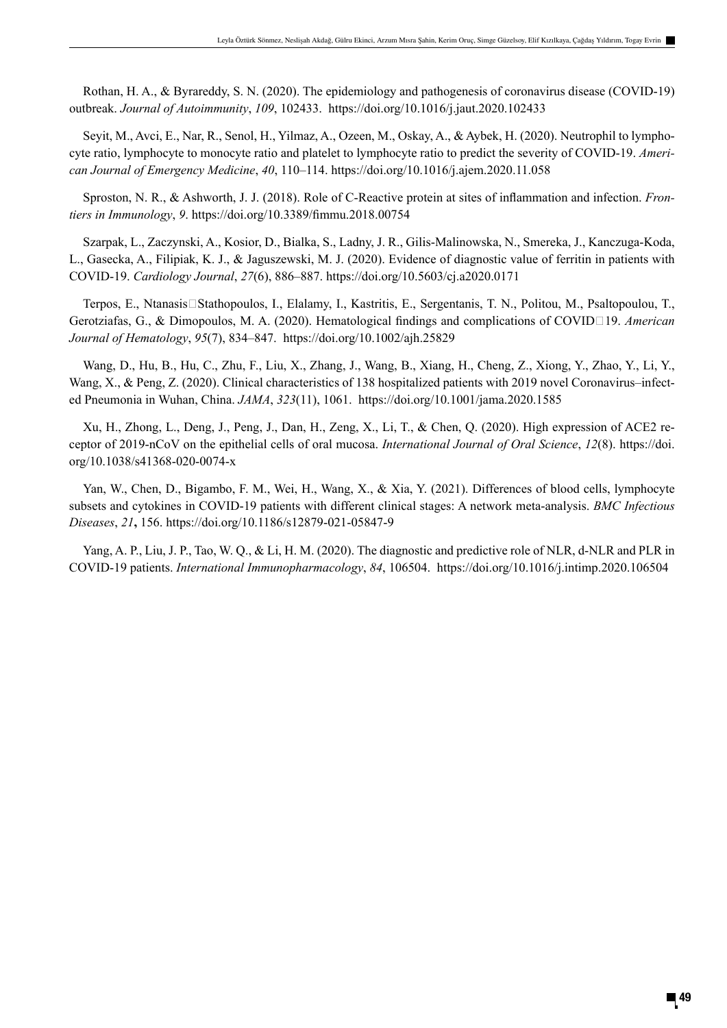Rothan, H. A., & Byrareddy, S. N. (2020). The epidemiology and pathogenesis of coronavirus disease (COVID-19) outbreak. *Journal of Autoimmunity*, *109*, 102433. https://doi.org/10.1016/j.jaut.2020.102433

Seyit, M., Avci, E., Nar, R., Senol, H., Yilmaz, A., Ozeen, M., Oskay, A., & Aybek, H. (2020). Neutrophil to lymphocyte ratio, lymphocyte to monocyte ratio and platelet to lymphocyte ratio to predict the severity of COVID-19. *American Journal of Emergency Medicine*, *40*, 110–114. https://doi.org/10.1016/j.ajem.2020.11.058

Sproston, N. R., & Ashworth, J. J. (2018). Role of C-Reactive protein at sites of inflammation and infection. *Frontiers in Immunology*, *9*. https://doi.org/10.3389/fimmu.2018.00754

Szarpak, L., Zaczynski, A., Kosior, D., Bialka, S., Ladny, J. R., Gilis-Malinowska, N., Smereka, J., Kanczuga-Koda, L., Gasecka, A., Filipiak, K. J., & Jaguszewski, M. J. (2020). Evidence of diagnostic value of ferritin in patients with COVID-19. *Cardiology Journal*, *27*(6), 886–887. https://doi.org/10.5603/cj.a2020.0171

Terpos, E., Ntanasis□Stathopoulos, I., Elalamy, I., Kastritis, E., Sergentanis, T. N., Politou, M., Psaltopoulou, T., Gerotziafas, G., & Dimopoulos, M. A. (2020). Hematological findings and complications of COVID□19. *American Journal of Hematology*, *95*(7), 834–847. https://doi.org/10.1002/ajh.25829

Wang, D., Hu, B., Hu, C., Zhu, F., Liu, X., Zhang, J., Wang, B., Xiang, H., Cheng, Z., Xiong, Y., Zhao, Y., Li, Y., Wang, X., & Peng, Z. (2020). Clinical characteristics of 138 hospitalized patients with 2019 novel Coronavirus–infected Pneumonia in Wuhan, China. *JAMA*, *323*(11), 1061. https://doi.org/10.1001/jama.2020.1585

Xu, H., Zhong, L., Deng, J., Peng, J., Dan, H., Zeng, X., Li, T., & Chen, Q. (2020). High expression of ACE2 receptor of 2019-nCoV on the epithelial cells of oral mucosa. *International Journal of Oral Science*, *12*(8). https://doi.org/10.1038/s41368-020-0074-x

Yan, W., Chen, D., Bigambo, F. M., Wei, H., Wang, X., & Xia, Y. (2021). Differences of blood cells, lymphocyte subsets and cytokines in COVID-19 patients with different clinical stages: A network meta-analysis. *BMC Infectious Diseases*, *21***,** 156. https://doi.org/10.1186/s12879-021-05847-9

Yang, A. P., Liu, J. P., Tao, W. Q., & Li, H. M. (2020). The diagnostic and predictive role of NLR, d-NLR and PLR in COVID-19 patients. *International Immunopharmacology*, *84*, 106504. https://doi.org/10.1016/j.intimp.2020.106504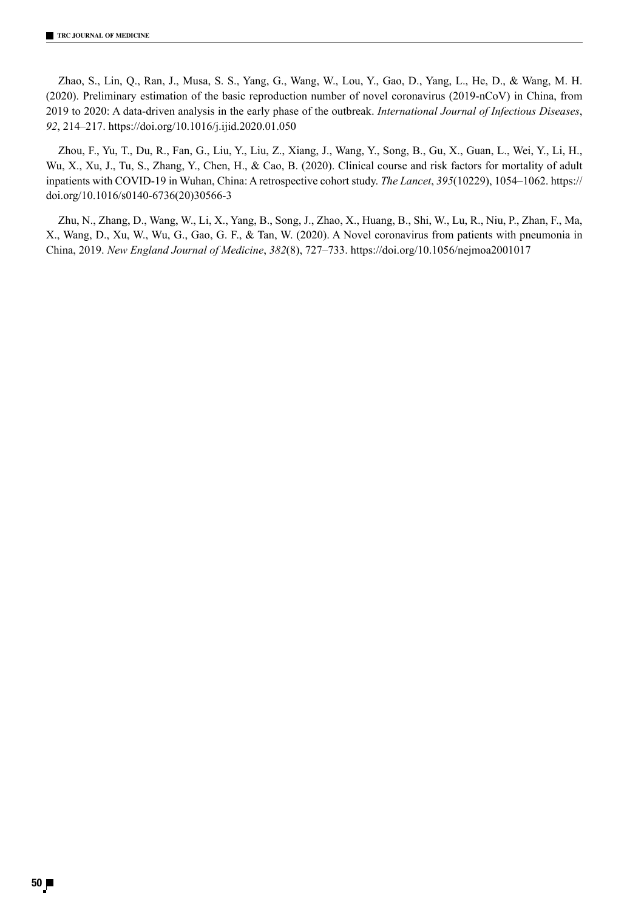Zhao, S., Lin, Q., Ran, J., Musa, S. S., Yang, G., Wang, W., Lou, Y., Gao, D., Yang, L., He, D., & Wang, M. H. (2020). Preliminary estimation of the basic reproduction number of novel coronavirus (2019-nCoV) in China, from 2019 to 2020: A data-driven analysis in the early phase of the outbreak. *International Journal of Infectious Diseases*, *92*, 214–217. https://doi.org/10.1016/j.ijid.2020.01.050

Zhou, F., Yu, T., Du, R., Fan, G., Liu, Y., Liu, Z., Xiang, J., Wang, Y., Song, B., Gu, X., Guan, L., Wei, Y., Li, H., Wu, X., Xu, J., Tu, S., Zhang, Y., Chen, H., & Cao, B. (2020). Clinical course and risk factors for mortality of adult inpatients with COVID-19 in Wuhan, China: A retrospective cohort study. *The Lancet*, *395*(10229), 1054–1062. https://doi.org/10.1016/s0140-6736(20)30566-3

Zhu, N., Zhang, D., Wang, W., Li, X., Yang, B., Song, J., Zhao, X., Huang, B., Shi, W., Lu, R., Niu, P., Zhan, F., Ma, X., Wang, D., Xu, W., Wu, G., Gao, G. F., & Tan, W. (2020). A Novel coronavirus from patients with pneumonia in China, 2019. *New England Journal of Medicine*, *382*(8), 727–733. https://doi.org/10.1056/nejmoa2001017